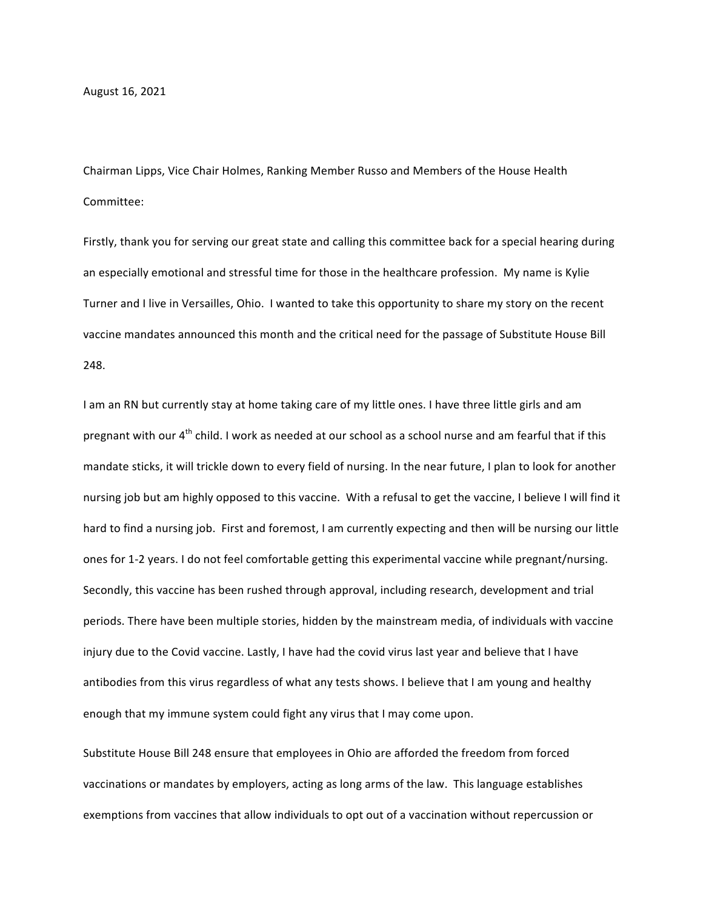August 16, 2021

Chairman Lipps, Vice Chair Holmes, Ranking Member Russo and Members of the House Health Committee:

Firstly, thank you for serving our great state and calling this committee back for a special hearing during an especially emotional and stressful time for those in the healthcare profession. My name is Kylie Turner and I live in Versailles, Ohio. I wanted to take this opportunity to share my story on the recent vaccine mandates announced this month and the critical need for the passage of Substitute House Bill 248.

I am an RN but currently stay at home taking care of my little ones. I have three little girls and am pregnant with our 4th child. I work as needed at our school as a school nurse and am fearful that if this mandate sticks, it will trickle down to every field of nursing. In the near future, I plan to look for another nursing job but am highly opposed to this vaccine. With a refusal to get the vaccine, I believe I will find it hard to find a nursing job. First and foremost, I am currently expecting and then will be nursing our little ones for 1-2 years. I do not feel comfortable getting this experimental vaccine while pregnant/nursing. Secondly, this vaccine has been rushed through approval, including research, development and trial periods. There have been multiple stories, hidden by the mainstream media, of individuals with vaccine injury due to the Covid vaccine. Lastly, I have had the covid virus last year and believe that I have antibodies from this virus regardless of what any tests shows. I believe that I am young and healthy enough that my immune system could fight any virus that I may come upon.

Substitute House Bill 248 ensure that employees in Ohio are afforded the freedom from forced vaccinations or mandates by employers, acting as long arms of the law. This language establishes exemptions from vaccines that allow individuals to opt out of a vaccination without repercussion or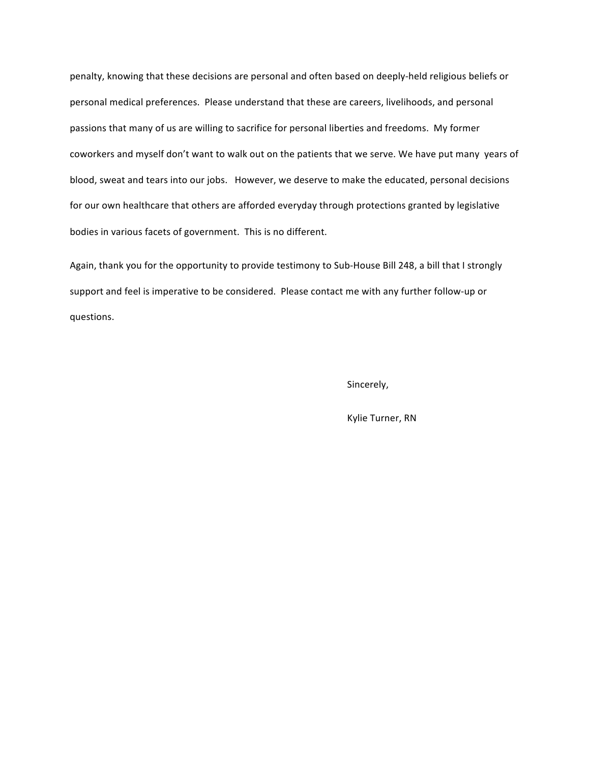penalty, knowing that these decisions are personal and often based on deeply-held religious beliefs or personal medical preferences. Please understand that these are careers, livelihoods, and personal passions that many of us are willing to sacrifice for personal liberties and freedoms. My former coworkers and myself don't want to walk out on the patients that we serve. We have put many years of blood, sweat and tears into our jobs. However, we deserve to make the educated, personal decisions for our own healthcare that others are afforded everyday through protections granted by legislative bodies in various facets of government. This is no different.

Again, thank you for the opportunity to provide testimony to Sub-House Bill 248, a bill that I strongly support and feel is imperative to be considered. Please contact me with any further follow-up or questions.

Sincerely,

Kylie Turner, RN